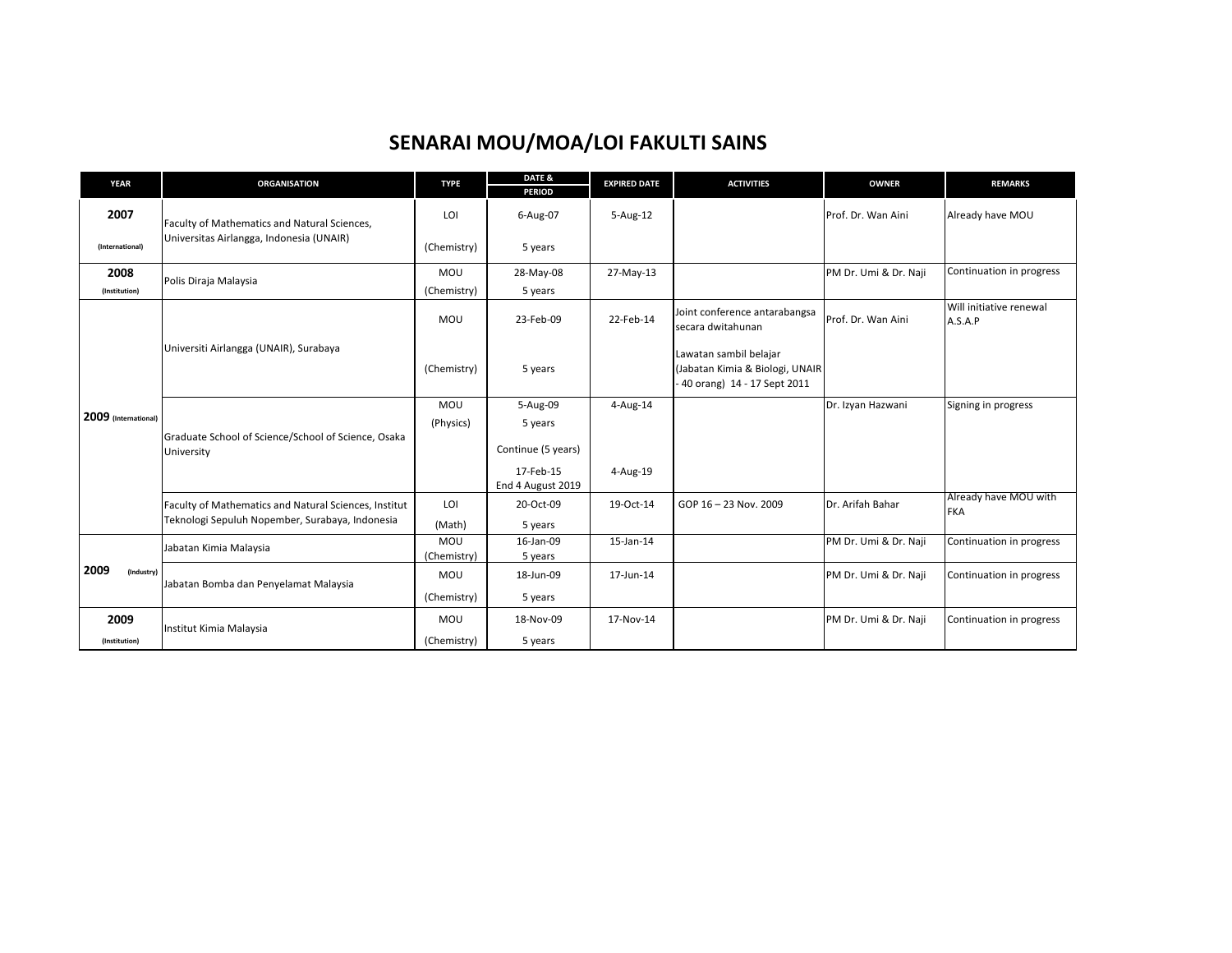# SENARAI MOU/MOA/LOI FAKULTI SAINS

| YEAR | ORGANISATION | TYPE | DATE & PERIOD | EXPIRED DATE | ACTIVITIES | OWNER | REMARKS |
|---|---|---|---|---|---|---|---|
| 2007 (International) | Faculty of Mathematics and Natural Sciences, Universitas Airlangga, Indonesia (UNAIR) | LOI (Chemistry) | 6-Aug-07 5 years | 5-Aug-12 | | Prof. Dr. Wan Aini | Already have MOU |
| 2008 (Institution) | Polis Diraja Malaysia | MOU (Chemistry) | 28-May-08 5 years | 27-May-13 | | PM Dr. Umi & Dr. Naji | Continuation in progress |
| 2009 (International) | Universiti Airlangga (UNAIR), Surabaya | MOU (Chemistry) | 23-Feb-09 5 years | 22-Feb-14 | Joint conference antarabangsa secara dwitahunan; Lawatan sambil belajar (Jabatan Kimia & Biologi, UNAIR - 40 orang) 14 - 17 Sept 2011 | Prof. Dr. Wan Aini | Will initiative renewal A.S.A.P |
| | Graduate School of Science/School of Science, Osaka University | MOU (Physics) | 5-Aug-09 5 years; Continue (5 years) 17-Feb-15 End 4 August 2019 | 4-Aug-14; 4-Aug-19 | | Dr. Izyan Hazwani | Signing in progress |
| | Faculty of Mathematics and Natural Sciences, Institut Teknologi Sepuluh Nopember, Surabaya, Indonesia | LOI (Math) | 20-Oct-09 5 years | 19-Oct-14 | GOP 16 – 23 Nov. 2009 | Dr. Arifah Bahar | Already have MOU with FKA |
| 2009 (Industry) | Jabatan Kimia Malaysia | MOU (Chemistry) | 16-Jan-09 5 years | 15-Jan-14 | | PM Dr. Umi & Dr. Naji | Continuation in progress |
| | Jabatan Bomba dan Penyelamat Malaysia | MOU (Chemistry) | 18-Jun-09 5 years | 17-Jun-14 | | PM Dr. Umi & Dr. Naji | Continuation in progress |
| 2009 (Institution) | Institut Kimia Malaysia | MOU (Chemistry) | 18-Nov-09 5 years | 17-Nov-14 | | PM Dr. Umi & Dr. Naji | Continuation in progress |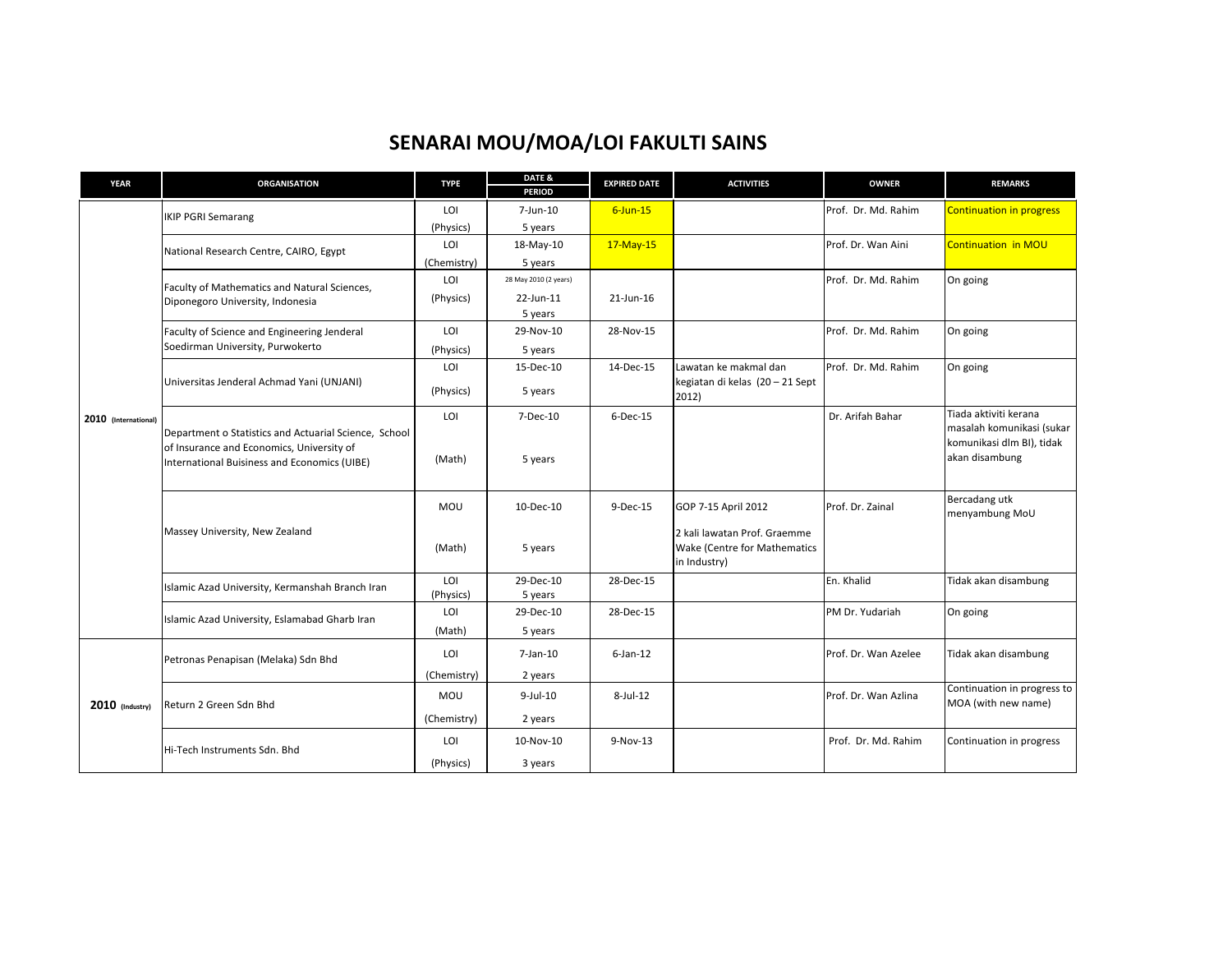# SENARAI MOU/MOA/LOI FAKULTI SAINS

| YEAR | ORGANISATION | TYPE | DATE & PERIOD | EXPIRED DATE | ACTIVITIES | OWNER | REMARKS |
|---|---|---|---|---|---|---|---|
| 2010 (International) | IKIP PGRI Semarang | LOI (Physics) | 7-Jun-10 5 years | 6-Jun-15 | | Prof. Dr. Md. Rahim | Continuation in progress |
| | National Research Centre, CAIRO, Egypt | LOI (Chemistry) | 18-May-10 5 years | 17-May-15 | | Prof. Dr. Wan Aini | Continuation in MOU |
| | Faculty of Mathematics and Natural Sciences, Diponegoro University, Indonesia | LOI (Physics) | 28 May 2010 (2 years) 22-Jun-11 5 years | 21-Jun-16 | | Prof. Dr. Md. Rahim | On going |
| | Faculty of Science and Engineering Jenderal Soedirman University, Purwokerto | LOI (Physics) | 29-Nov-10 5 years | 28-Nov-15 | | Prof. Dr. Md. Rahim | On going |
| | Universitas Jenderal Achmad Yani (UNJANI) | LOI (Physics) | 15-Dec-10 5 years | 14-Dec-15 | Lawatan ke makmal dan kegiatan di kelas (20 – 21 Sept 2012) | Prof. Dr. Md. Rahim | On going |
| | Department o Statistics and Actuarial Science, School of Insurance and Economics, University of International Buisiness and Economics (UIBE) | LOI (Math) | 7-Dec-10 5 years | 6-Dec-15 | | Dr. Arifah Bahar | Tiada aktiviti kerana masalah komunikasi (sukar komunikasi dlm BI), tidak akan disambung |
| | Massey University, New Zealand | MOU (Math) | 10-Dec-10 5 years | 9-Dec-15 | GOP 7-15 April 2012 2 kali lawatan Prof. Graemme Wake (Centre for Mathematics in Industry) | Prof. Dr. Zainal | Bercadang utk menyambung MoU |
| | Islamic Azad University, Kermanshah Branch Iran | LOI (Physics) | 29-Dec-10 5 years | 28-Dec-15 | | En. Khalid | Tidak akan disambung |
| | Islamic Azad University, Eslamabad Gharb Iran | LOI (Math) | 29-Dec-10 5 years | 28-Dec-15 | | PM Dr. Yudariah | On going |
| 2010 (Industry) | Petronas Penapisan (Melaka) Sdn Bhd | LOI (Chemistry) | 7-Jan-10 2 years | 6-Jan-12 | | Prof. Dr. Wan Azelee | Tidak akan disambung |
| | Return 2 Green Sdn Bhd | MOU (Chemistry) | 9-Jul-10 2 years | 8-Jul-12 | | Prof. Dr. Wan Azlina | Continuation in progress to MOA (with new name) |
| | Hi-Tech Instruments Sdn. Bhd | LOI (Physics) | 10-Nov-10 3 years | 9-Nov-13 | | Prof. Dr. Md. Rahim | Continuation in progress |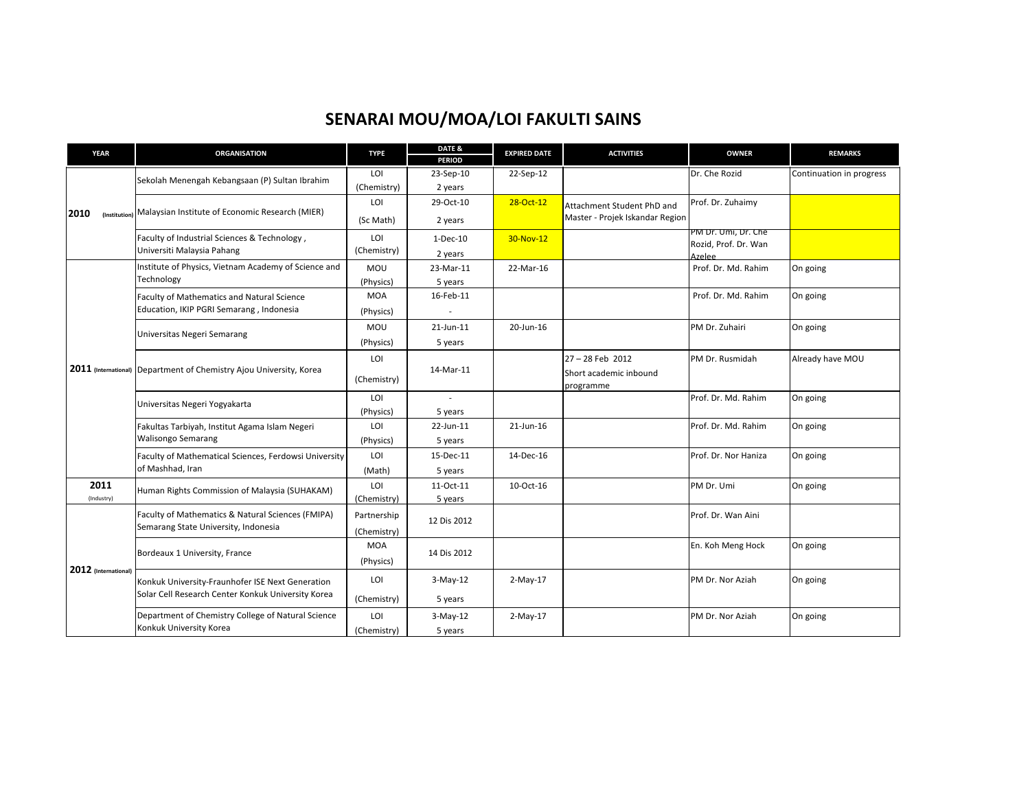# SENARAI MOU/MOA/LOI FAKULTI SAINS

| YEAR | ORGANISATION | TYPE | DATE & PERIOD | EXPIRED DATE | ACTIVITIES | OWNER | REMARKS |
|---|---|---|---|---|---|---|---|
| 2010 (Institution) | Sekolah Menengah Kebangsaan (P) Sultan Ibrahim | LOI (Chemistry) | 23-Sep-10 2 years | 22-Sep-12 | | Dr. Che Rozid | Continuation in progress |
| | Malaysian Institute of Economic Research (MIER) | LOI (Sc Math) | 29-Oct-10 2 years | 28-Oct-12 | Attachment Student PhD and Master - Projek Iskandar Region | Prof. Dr. Zuhaimy | |
| | Faculty of Industrial Sciences & Technology , Universiti Malaysia Pahang | LOI (Chemistry) | 1-Dec-10 2 years | 30-Nov-12 | | PM Dr. Umi, Dr. Che Rozid, Prof. Dr. Wan Azelee | |
| 2011 (International) | Institute of Physics, Vietnam Academy of Science and Technology | MOU (Physics) | 23-Mar-11 5 years | 22-Mar-16 | | Prof. Dr. Md. Rahim | On going |
| | Faculty of Mathematics and Natural Science Education, IKIP PGRI Semarang , Indonesia | MOA (Physics) | 16-Feb-11 - | | | Prof. Dr. Md. Rahim | On going |
| | Universitas Negeri Semarang | MOU (Physics) | 21-Jun-11 5 years | 20-Jun-16 | | PM Dr. Zuhairi | On going |
| | Department of Chemistry Ajou University, Korea | LOI (Chemistry) | 14-Mar-11 | | 27 – 28 Feb 2012 Short academic inbound programme | PM Dr. Rusmidah | Already have MOU |
| | Universitas Negeri Yogyakarta | LOI (Physics) | - 5 years | | | Prof. Dr. Md. Rahim | On going |
| | Fakultas Tarbiyah, Institut Agama Islam Negeri Walisongo Semarang | LOI (Physics) | 22-Jun-11 5 years | 21-Jun-16 | | Prof. Dr. Md. Rahim | On going |
| | Faculty of Mathematical Sciences, Ferdowsi University of Mashhad, Iran | LOI (Math) | 15-Dec-11 5 years | 14-Dec-16 | | Prof. Dr. Nor Haniza | On going |
| 2011 (Industry) | Human Rights Commission of Malaysia (SUHAKAM) | LOI (Chemistry) | 11-Oct-11 5 years | 10-Oct-16 | | PM Dr. Umi | On going |
| 2012 (International) | Faculty of Mathematics & Natural Sciences (FMIPA) Semarang State University, Indonesia | Partnership (Chemistry) | 12 Dis 2012 | | | Prof. Dr. Wan Aini | |
| | Bordeaux 1 University, France | MOA (Physics) | 14 Dis 2012 | | | En. Koh Meng Hock | On going |
| | Konkuk University-Fraunhofer ISE Next Generation Solar Cell Research Center Konkuk University Korea | LOI (Chemistry) | 3-May-12 5 years | 2-May-17 | | PM Dr. Nor Aziah | On going |
| | Department of Chemistry College of Natural Science Konkuk University Korea | LOI (Chemistry) | 3-May-12 5 years | 2-May-17 | | PM Dr. Nor Aziah | On going |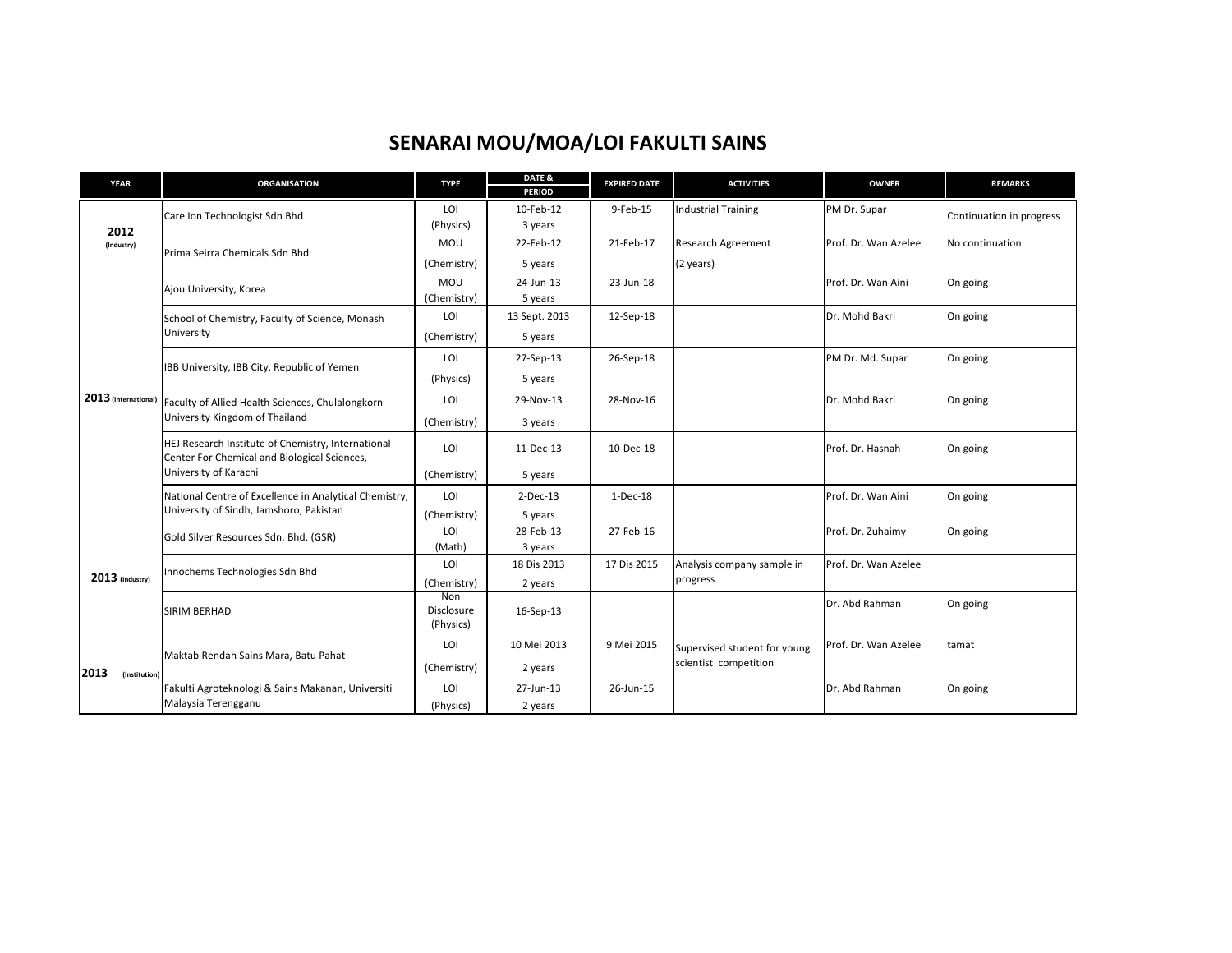# SENARAI MOU/MOA/LOI FAKULTI SAINS

| YEAR | ORGANISATION | TYPE | DATE & PERIOD | EXPIRED DATE | ACTIVITIES | OWNER | REMARKS |
|---|---|---|---|---|---|---|---|
| **2012** (Industry) | Care Ion Technologist Sdn Bhd | LOI (Physics) | 10-Feb-12 3 years | 9-Feb-15 | Industrial Training | PM Dr. Supar | Continuation in progress |
| | Prima Seirra Chemicals Sdn Bhd | MOU (Chemistry) | 22-Feb-12 5 years | 21-Feb-17 | Research Agreement (2 years) | Prof. Dr. Wan Azelee | No continuation |
| **2013** (International) | Ajou University, Korea | MOU (Chemistry) | 24-Jun-13 5 years | 23-Jun-18 | | Prof. Dr. Wan Aini | On going |
| | School of Chemistry, Faculty of Science, Monash University | LOI (Chemistry) | 13 Sept. 2013 5 years | 12-Sep-18 | | Dr. Mohd Bakri | On going |
| | IBB University, IBB City, Republic of Yemen | LOI (Physics) | 27-Sep-13 5 years | 26-Sep-18 | | PM Dr. Md. Supar | On going |
| | Faculty of Allied Health Sciences, Chulalongkorn University Kingdom of Thailand | LOI (Chemistry) | 29-Nov-13 3 years | 28-Nov-16 | | Dr. Mohd Bakri | On going |
| | HEJ Research Institute of Chemistry, International Center For Chemical and Biological Sciences, University of Karachi | LOI (Chemistry) | 11-Dec-13 5 years | 10-Dec-18 | | Prof. Dr. Hasnah | On going |
| | National Centre of Excellence in Analytical Chemistry, University of Sindh, Jamshoro, Pakistan | LOI (Chemistry) | 2-Dec-13 5 years | 1-Dec-18 | | Prof. Dr. Wan Aini | On going |
| **2013** (Industry) | Gold Silver Resources Sdn. Bhd. (GSR) | LOI (Math) | 28-Feb-13 3 years | 27-Feb-16 | | Prof. Dr. Zuhaimy | On going |
| | Innochems Technologies Sdn Bhd | LOI (Chemistry) | 18 Dis 2013 2 years | 17 Dis 2015 | Analysis company sample in progress | Prof. Dr. Wan Azelee | |
| | SIRIM BERHAD | Non Disclosure (Physics) | 16-Sep-13 | | | Dr. Abd Rahman | On going |
| **2013** (Institution) | Maktab Rendah Sains Mara, Batu Pahat | LOI (Chemistry) | 10 Mei 2013 2 years | 9 Mei 2015 | Supervised student for young scientist competition | Prof. Dr. Wan Azelee | tamat |
| | Fakulti Agroteknologi & Sains Makanan, Universiti Malaysia Terengganu | LOI (Physics) | 27-Jun-13 2 years | 26-Jun-15 | | Dr. Abd Rahman | On going |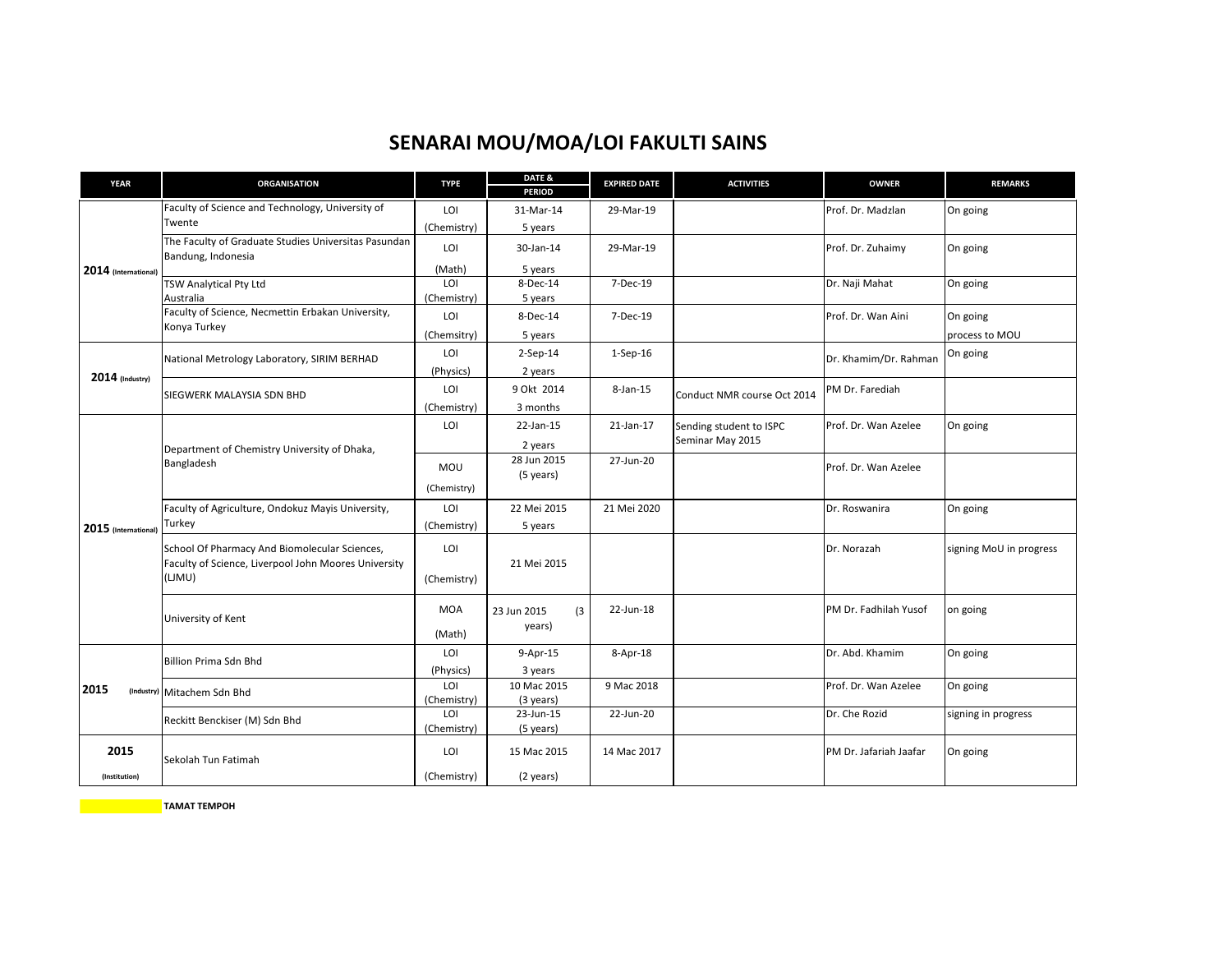# SENARAI MOU/MOA/LOI FAKULTI SAINS

| YEAR | ORGANISATION | TYPE | DATE & PERIOD | EXPIRED DATE | ACTIVITIES | OWNER | REMARKS |
|---|---|---|---|---|---|---|---|
| 2014 (International) | Faculty of Science and Technology, University of Twente | LOI (Chemistry) | 31-Mar-14 5 years | 29-Mar-19 | | Prof. Dr. Madzlan | On going |
| | The Faculty of Graduate Studies Universitas Pasundan Bandung, Indonesia | LOI (Math) | 30-Jan-14 5 years | 29-Mar-19 | | Prof. Dr. Zuhaimy | On going |
| | TSW Analytical Pty Ltd Australia | LOI (Chemistry) | 8-Dec-14 5 years | 7-Dec-19 | | Dr. Naji Mahat | On going |
| | Faculty of Science, Necmettin Erbakan University, Konya Turkey | LOI (Chemsitry) | 8-Dec-14 5 years | 7-Dec-19 | | Prof. Dr. Wan Aini | On going process to MOU |
| 2014 (Industry) | National Metrology Laboratory, SIRIM BERHAD | LOI (Physics) | 2-Sep-14 2 years | 1-Sep-16 | | Dr. Khamim/Dr. Rahman | On going |
| | SIEGWERK MALAYSIA SDN BHD | LOI (Chemistry) | 9 Okt 2014 3 months | 8-Jan-15 | Conduct NMR course Oct 2014 | PM Dr. Farediah | |
| 2015 (International) | Department of Chemistry University of Dhaka, Bangladesh | LOI | 22-Jan-15 2 years | 21-Jan-17 | Sending student to ISPC Seminar May 2015 | Prof. Dr. Wan Azelee | On going |
| | | MOU (Chemistry) | 28 Jun 2015 (5 years) | 27-Jun-20 | | Prof. Dr. Wan Azelee | |
| | Faculty of Agriculture, Ondokuz Mayis University, Turkey | LOI (Chemistry) | 22 Mei 2015 5 years | 21 Mei 2020 | | Dr. Roswanira | On going |
| | School Of Pharmacy And Biomolecular Sciences, Faculty of Science, Liverpool John Moores University (LJMU) | LOI (Chemistry) | 21 Mei 2015 | | | Dr. Norazah | signing MoU in progress |
| | University of Kent | MOA (Math) | 23 Jun 2015 (3 years) | 22-Jun-18 | | PM Dr. Fadhilah Yusof | on going |
| 2015 (Industry) | Billion Prima Sdn Bhd | LOI (Physics) | 9-Apr-15 3 years | 8-Apr-18 | | Dr. Abd. Khamim | On going |
| | Mitachem Sdn Bhd | LOI (Chemistry) | 10 Mac 2015 (3 years) | 9 Mac 2018 | | Prof. Dr. Wan Azelee | On going |
| | Reckitt Benckiser (M) Sdn Bhd | LOI (Chemistry) | 23-Jun-15 (5 years) | 22-Jun-20 | | Dr. Che Rozid | signing in progress |
| 2015 (Institution) | Sekolah Tun Fatimah | LOI (Chemistry) | 15 Mac 2015 (2 years) | 14 Mac 2017 | | PM Dr. Jafariah Jaafar | On going |

TAMAT TEMPOH